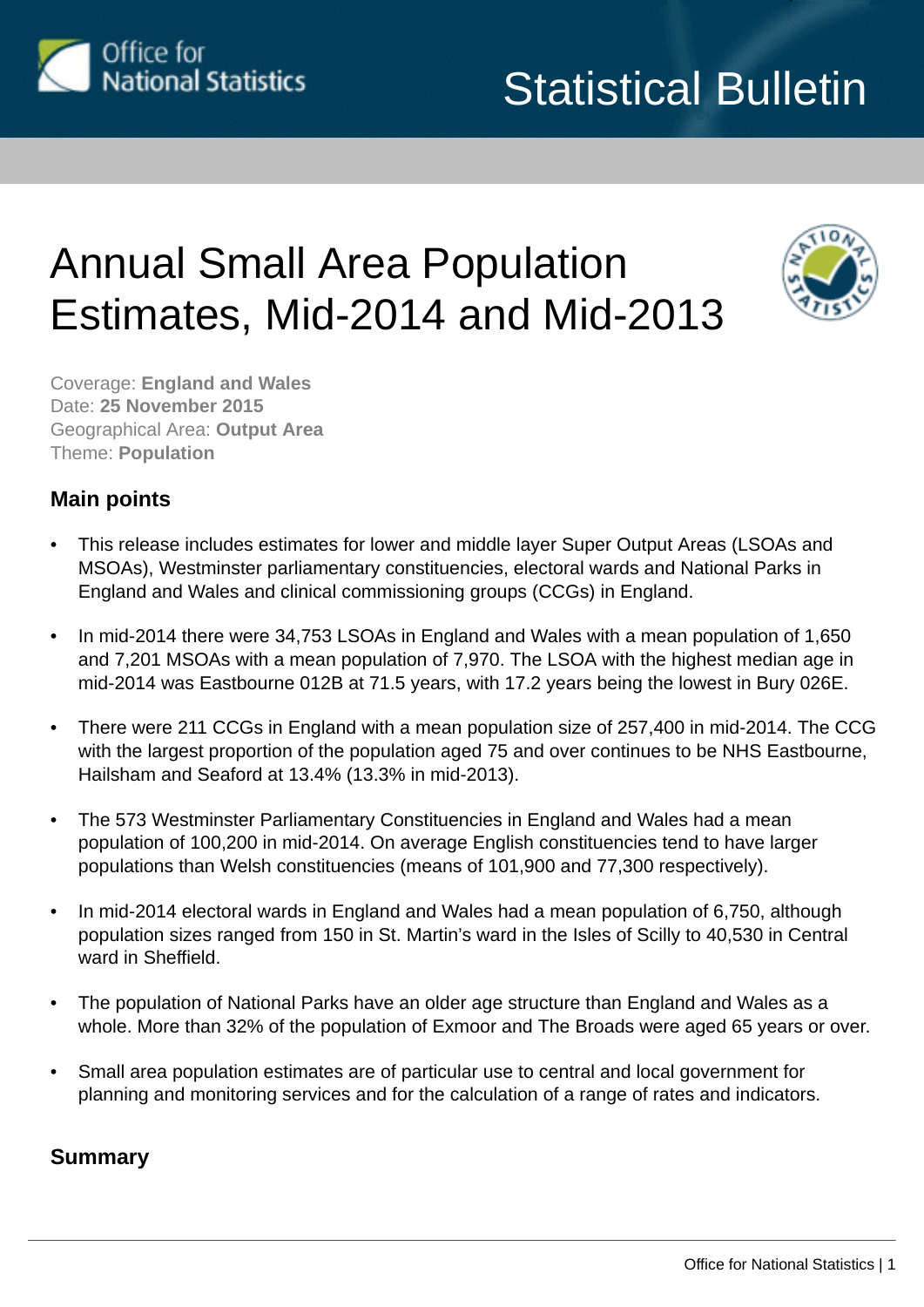Office for National Statistics

Statistical Bulletin

# Annual Small Area Population Estimates, Mid-2014 and Mid-2013

Coverage: **England and Wales**
Date: **25 November 2015**
Geographical Area: **Output Area**
Theme: **Population**

## Main points

- This release includes estimates for lower and middle layer Super Output Areas (LSOAs and MSOAs), Westminster parliamentary constituencies, electoral wards and National Parks in England and Wales and clinical commissioning groups (CCGs) in England.
- In mid-2014 there were 34,753 LSOAs in England and Wales with a mean population of 1,650 and 7,201 MSOAs with a mean population of 7,970. The LSOA with the highest median age in mid-2014 was Eastbourne 012B at 71.5 years, with 17.2 years being the lowest in Bury 026E.
- There were 211 CCGs in England with a mean population size of 257,400 in mid-2014. The CCG with the largest proportion of the population aged 75 and over continues to be NHS Eastbourne, Hailsham and Seaford at 13.4% (13.3% in mid-2013).
- The 573 Westminster Parliamentary Constituencies in England and Wales had a mean population of 100,200 in mid-2014. On average English constituencies tend to have larger populations than Welsh constituencies (means of 101,900 and 77,300 respectively).
- In mid-2014 electoral wards in England and Wales had a mean population of 6,750, although population sizes ranged from 150 in St. Martin's ward in the Isles of Scilly to 40,530 in Central ward in Sheffield.
- The population of National Parks have an older age structure than England and Wales as a whole. More than 32% of the population of Exmoor and The Broads were aged 65 years or over.
- Small area population estimates are of particular use to central and local government for planning and monitoring services and for the calculation of a range of rates and indicators.

## Summary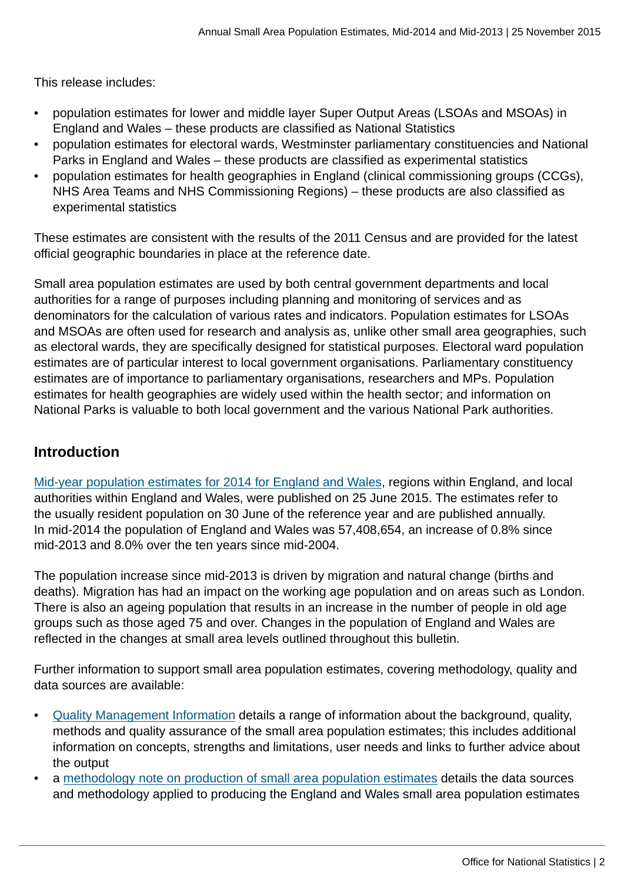This release includes:

- population estimates for lower and middle layer Super Output Areas (LSOAs and MSOAs) in England and Wales – these products are classified as National Statistics
- population estimates for electoral wards, Westminster parliamentary constituencies and National Parks in England and Wales – these products are classified as experimental statistics
- population estimates for health geographies in England (clinical commissioning groups (CCGs), NHS Area Teams and NHS Commissioning Regions) – these products are also classified as experimental statistics

These estimates are consistent with the results of the 2011 Census and are provided for the latest official geographic boundaries in place at the reference date.

Small area population estimates are used by both central government departments and local authorities for a range of purposes including planning and monitoring of services and as denominators for the calculation of various rates and indicators. Population estimates for LSOAs and MSOAs are often used for research and analysis as, unlike other small area geographies, such as electoral wards, they are specifically designed for statistical purposes. Electoral ward population estimates are of particular interest to local government organisations. Parliamentary constituency estimates are of importance to parliamentary organisations, researchers and MPs. Population estimates for health geographies are widely used within the health sector; and information on National Parks is valuable to both local government and the various National Park authorities.

## Introduction

Mid-year population estimates for 2014 for England and Wales, regions within England, and local authorities within England and Wales, were published on 25 June 2015. The estimates refer to the usually resident population on 30 June of the reference year and are published annually. In mid-2014 the population of England and Wales was 57,408,654, an increase of 0.8% since mid-2013 and 8.0% over the ten years since mid-2004.

The population increase since mid-2013 is driven by migration and natural change (births and deaths). Migration has had an impact on the working age population and on areas such as London. There is also an ageing population that results in an increase in the number of people in old age groups such as those aged 75 and over. Changes in the population of England and Wales are reflected in the changes at small area levels outlined throughout this bulletin.

Further information to support small area population estimates, covering methodology, quality and data sources are available:

- Quality Management Information details a range of information about the background, quality, methods and quality assurance of the small area population estimates; this includes additional information on concepts, strengths and limitations, user needs and links to further advice about the output
- a methodology note on production of small area population estimates details the data sources and methodology applied to producing the England and Wales small area population estimates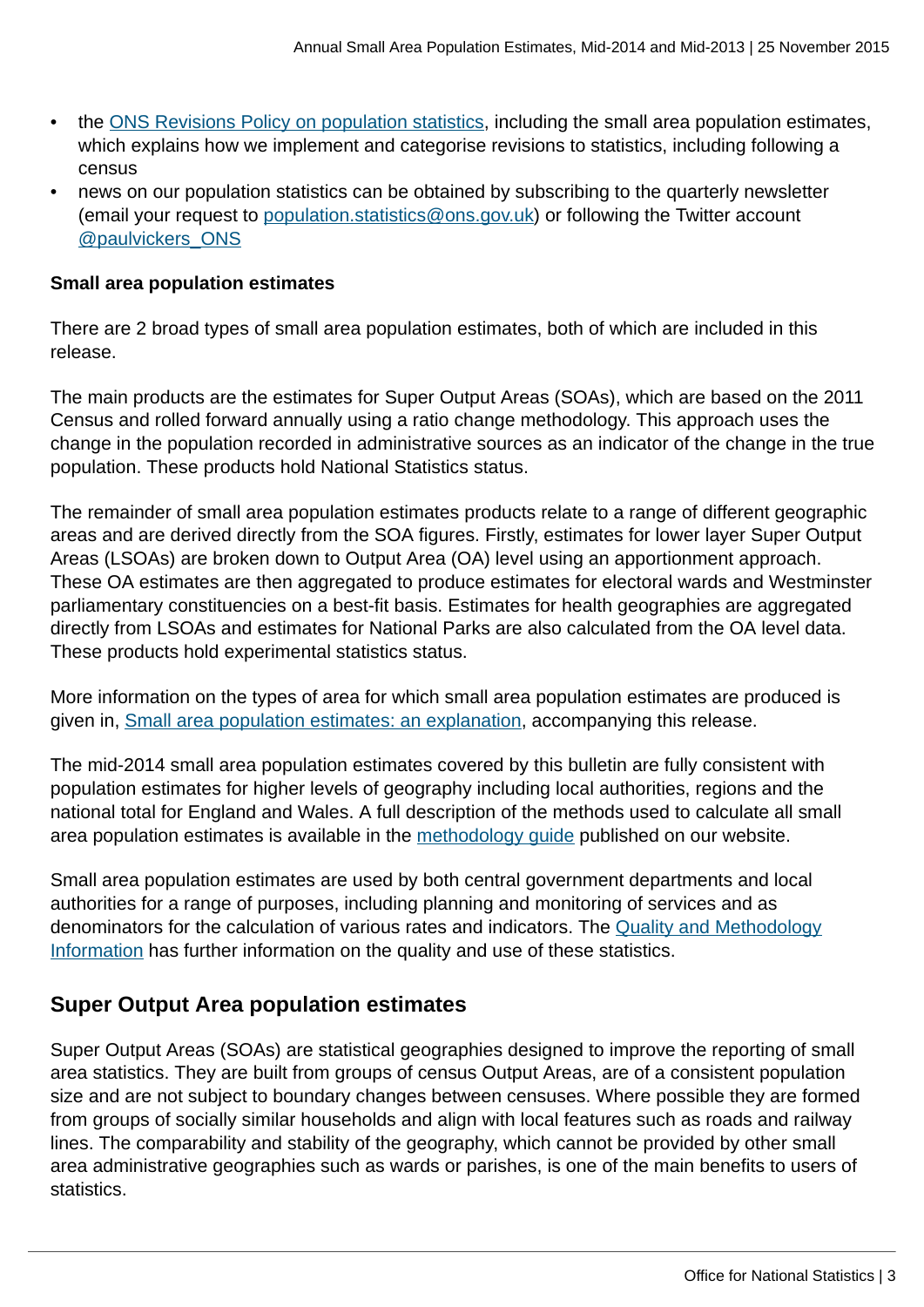- the ONS Revisions Policy on population statistics, including the small area population estimates, which explains how we implement and categorise revisions to statistics, including following a census
- news on our population statistics can be obtained by subscribing to the quarterly newsletter (email your request to population.statistics@ons.gov.uk) or following the Twitter account @paulvickers_ONS

**Small area population estimates**

There are 2 broad types of small area population estimates, both of which are included in this release.

The main products are the estimates for Super Output Areas (SOAs), which are based on the 2011 Census and rolled forward annually using a ratio change methodology. This approach uses the change in the population recorded in administrative sources as an indicator of the change in the true population. These products hold National Statistics status.

The remainder of small area population estimates products relate to a range of different geographic areas and are derived directly from the SOA figures. Firstly, estimates for lower layer Super Output Areas (LSOAs) are broken down to Output Area (OA) level using an apportionment approach. These OA estimates are then aggregated to produce estimates for electoral wards and Westminster parliamentary constituencies on a best-fit basis. Estimates for health geographies are aggregated directly from LSOAs and estimates for National Parks are also calculated from the OA level data. These products hold experimental statistics status.

More information on the types of area for which small area population estimates are produced is given in, Small area population estimates: an explanation, accompanying this release.

The mid-2014 small area population estimates covered by this bulletin are fully consistent with population estimates for higher levels of geography including local authorities, regions and the national total for England and Wales. A full description of the methods used to calculate all small area population estimates is available in the methodology guide published on our website.

Small area population estimates are used by both central government departments and local authorities for a range of purposes, including planning and monitoring of services and as denominators for the calculation of various rates and indicators. The Quality and Methodology Information has further information on the quality and use of these statistics.

## Super Output Area population estimates

Super Output Areas (SOAs) are statistical geographies designed to improve the reporting of small area statistics. They are built from groups of census Output Areas, are of a consistent population size and are not subject to boundary changes between censuses. Where possible they are formed from groups of socially similar households and align with local features such as roads and railway lines. The comparability and stability of the geography, which cannot be provided by other small area administrative geographies such as wards or parishes, is one of the main benefits to users of statistics.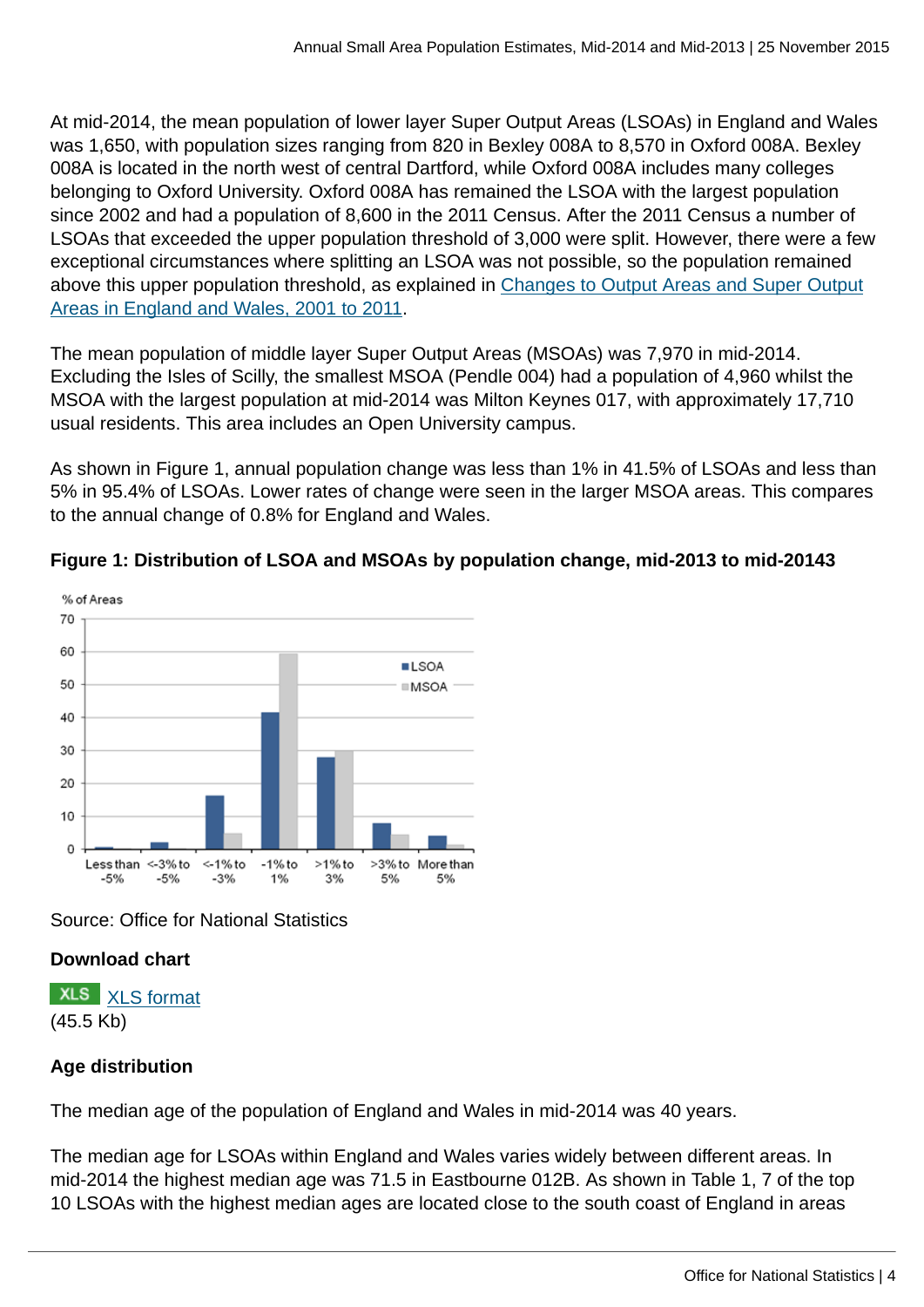At mid-2014, the mean population of lower layer Super Output Areas (LSOAs) in England and Wales was 1,650, with population sizes ranging from 820 in Bexley 008A to 8,570 in Oxford 008A. Bexley 008A is located in the north west of central Dartford, while Oxford 008A includes many colleges belonging to Oxford University. Oxford 008A has remained the LSOA with the largest population since 2002 and had a population of 8,600 in the 2011 Census. After the 2011 Census a number of LSOAs that exceeded the upper population threshold of 3,000 were split. However, there were a few exceptional circumstances where splitting an LSOA was not possible, so the population remained above this upper population threshold, as explained in Changes to Output Areas and Super Output Areas in England and Wales, 2001 to 2011.

The mean population of middle layer Super Output Areas (MSOAs) was 7,970 in mid-2014. Excluding the Isles of Scilly, the smallest MSOA (Pendle 004) had a population of 4,960 whilst the MSOA with the largest population at mid-2014 was Milton Keynes 017, with approximately 17,710 usual residents. This area includes an Open University campus.

As shown in Figure 1, annual population change was less than 1% in 41.5% of LSOAs and less than 5% in 95.4% of LSOAs. Lower rates of change were seen in the larger MSOA areas. This compares to the annual change of 0.8% for England and Wales.

**Figure 1: Distribution of LSOA and MSOAs by population change, mid-2013 to mid-20143**

Source: Office for National Statistics

**Download chart**

XLS XLS format
(45.5 Kb)

**Age distribution**

The median age of the population of England and Wales in mid-2014 was 40 years.

The median age for LSOAs within England and Wales varies widely between different areas. In mid-2014 the highest median age was 71.5 in Eastbourne 012B. As shown in Table 1, 7 of the top 10 LSOAs with the highest median ages are located close to the south coast of England in areas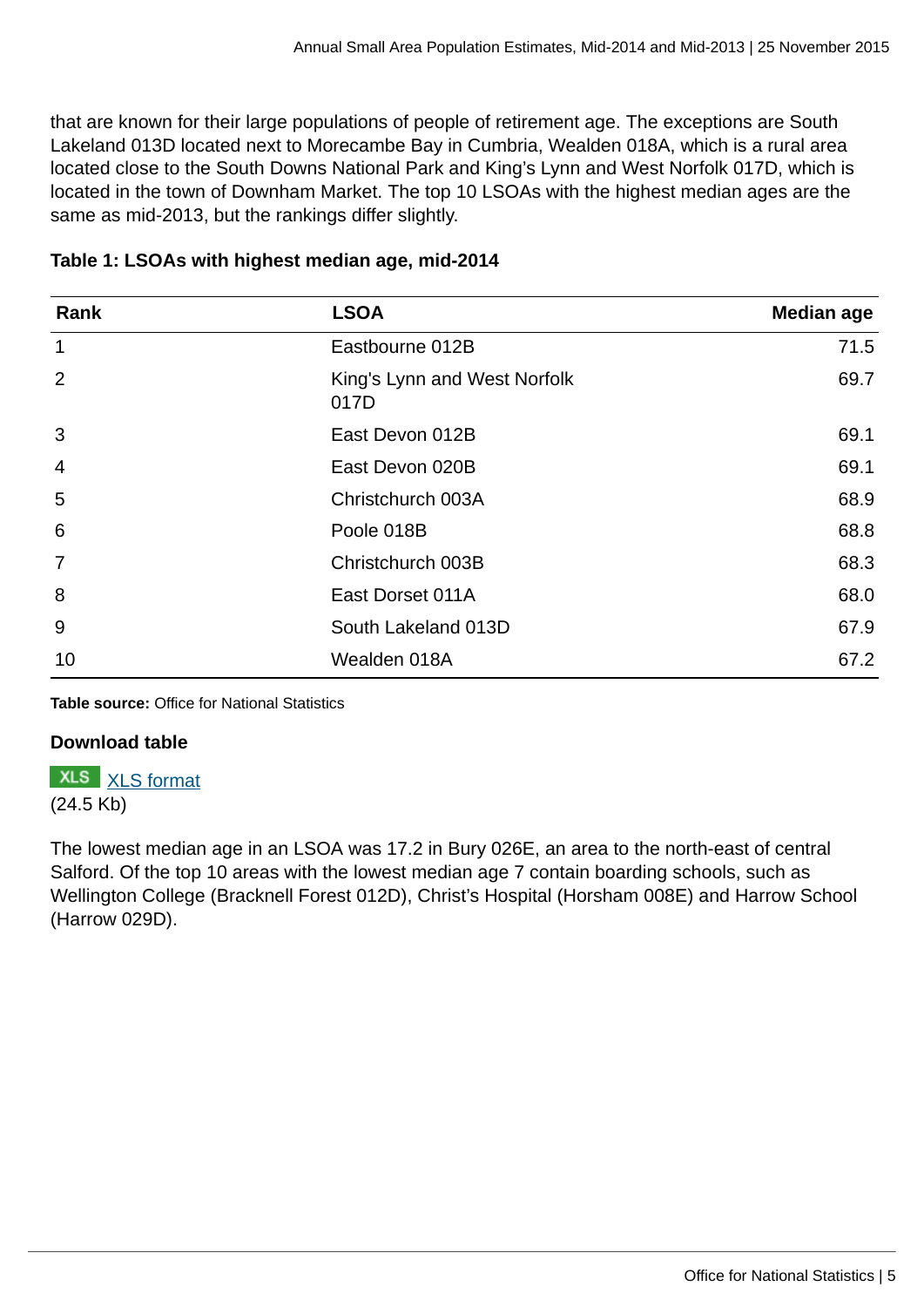that are known for their large populations of people of retirement age. The exceptions are South Lakeland 013D located next to Morecambe Bay in Cumbria, Wealden 018A, which is a rural area located close to the South Downs National Park and King's Lynn and West Norfolk 017D, which is located in the town of Downham Market. The top 10 LSOAs with the highest median ages are the same as mid-2013, but the rankings differ slightly.

**Table 1: LSOAs with highest median age, mid-2014**

| Rank | LSOA | Median age |
|---|---|---|
| 1 | Eastbourne 012B | 71.5 |
| 2 | King's Lynn and West Norfolk 017D | 69.7 |
| 3 | East Devon 012B | 69.1 |
| 4 | East Devon 020B | 69.1 |
| 5 | Christchurch 003A | 68.9 |
| 6 | Poole 018B | 68.8 |
| 7 | Christchurch 003B | 68.3 |
| 8 | East Dorset 011A | 68.0 |
| 9 | South Lakeland 013D | 67.9 |
| 10 | Wealden 018A | 67.2 |

**Table source:** Office for National Statistics

**Download table**

XLS [XLS format](#)
(24.5 Kb)

The lowest median age in an LSOA was 17.2 in Bury 026E, an area to the north-east of central Salford. Of the top 10 areas with the lowest median age 7 contain boarding schools, such as Wellington College (Bracknell Forest 012D), Christ's Hospital (Horsham 008E) and Harrow School (Harrow 029D).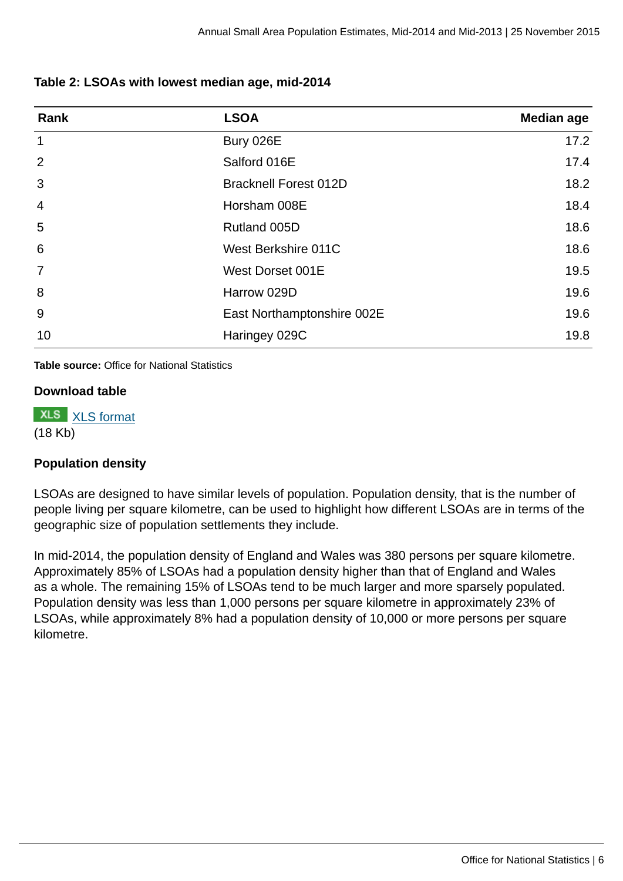**Table 2: LSOAs with lowest median age, mid-2014**

| Rank | LSOA | Median age |
| --- | --- | --- |
| 1 | Bury 026E | 17.2 |
| 2 | Salford 016E | 17.4 |
| 3 | Bracknell Forest 012D | 18.2 |
| 4 | Horsham 008E | 18.4 |
| 5 | Rutland 005D | 18.6 |
| 6 | West Berkshire 011C | 18.6 |
| 7 | West Dorset 001E | 19.5 |
| 8 | Harrow 029D | 19.6 |
| 9 | East Northamptonshire 002E | 19.6 |
| 10 | Haringey 029C | 19.8 |

**Table source:** Office for National Statistics

**Download table**

XLS XLS format
(18 Kb)

### Population density

LSOAs are designed to have similar levels of population. Population density, that is the number of people living per square kilometre, can be used to highlight how different LSOAs are in terms of the geographic size of population settlements they include.

In mid-2014, the population density of England and Wales was 380 persons per square kilometre. Approximately 85% of LSOAs had a population density higher than that of England and Wales as a whole. The remaining 15% of LSOAs tend to be much larger and more sparsely populated. Population density was less than 1,000 persons per square kilometre in approximately 23% of LSOAs, while approximately 8% had a population density of 10,000 or more persons per square kilometre.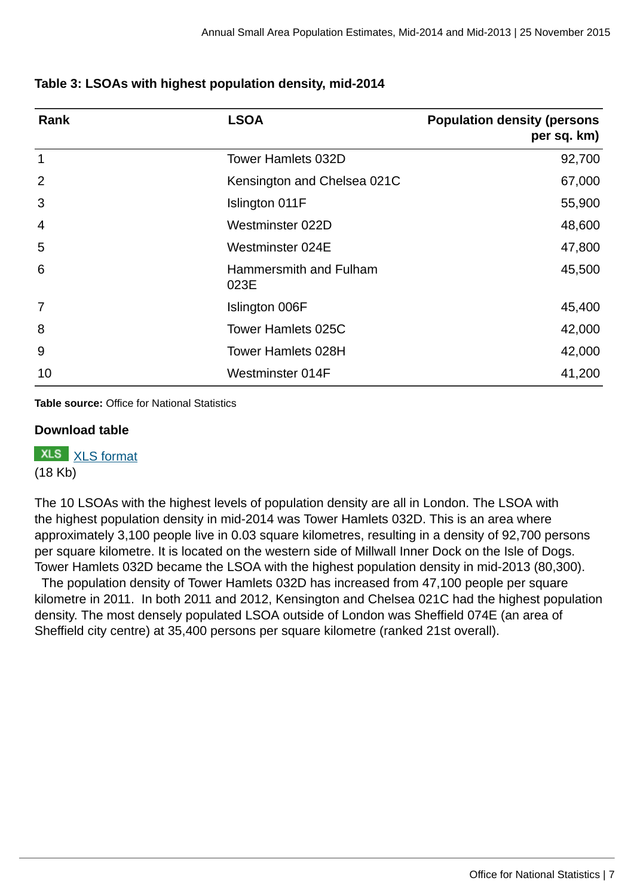**Table 3: LSOAs with highest population density, mid-2014**

| Rank | LSOA | Population density (persons per sq. km) |
|---|---|---|
| 1 | Tower Hamlets 032D | 92,700 |
| 2 | Kensington and Chelsea 021C | 67,000 |
| 3 | Islington 011F | 55,900 |
| 4 | Westminster 022D | 48,600 |
| 5 | Westminster 024E | 47,800 |
| 6 | Hammersmith and Fulham 023E | 45,500 |
| 7 | Islington 006F | 45,400 |
| 8 | Tower Hamlets 025C | 42,000 |
| 9 | Tower Hamlets 028H | 42,000 |
| 10 | Westminster 014F | 41,200 |

**Table source:** Office for National Statistics

**Download table**

XLS [XLS format](#)
(18 Kb)

The 10 LSOAs with the highest levels of population density are all in London. The LSOA with the highest population density in mid-2014 was Tower Hamlets 032D. This is an area where approximately 3,100 people live in 0.03 square kilometres, resulting in a density of 92,700 persons per square kilometre. It is located on the western side of Millwall Inner Dock on the Isle of Dogs. Tower Hamlets 032D became the LSOA with the highest population density in mid-2013 (80,300). The population density of Tower Hamlets 032D has increased from 47,100 people per square kilometre in 2011. In both 2011 and 2012, Kensington and Chelsea 021C had the highest population density. The most densely populated LSOA outside of London was Sheffield 074E (an area of Sheffield city centre) at 35,400 persons per square kilometre (ranked 21st overall).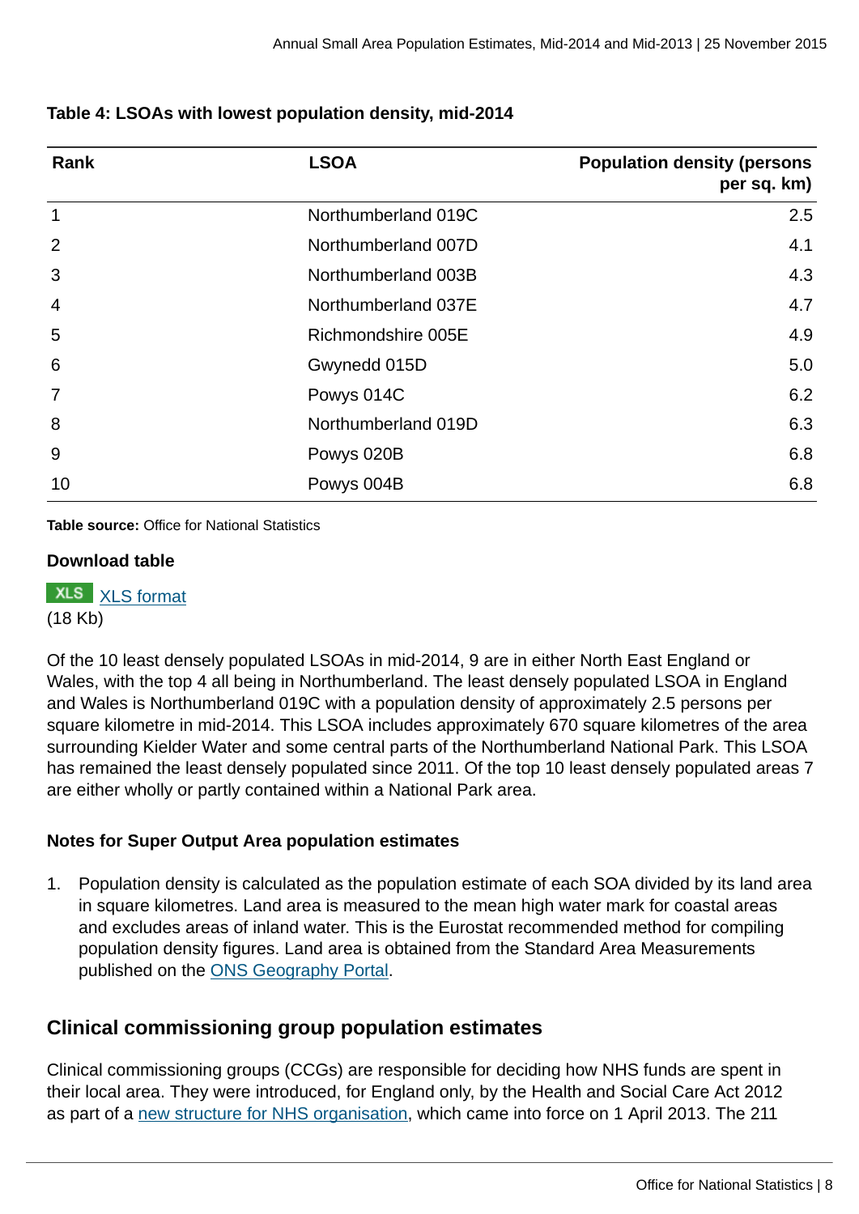**Table 4: LSOAs with lowest population density, mid-2014**

| Rank | LSOA | Population density (persons per sq. km) |
|---|---|---|
| 1 | Northumberland 019C | 2.5 |
| 2 | Northumberland 007D | 4.1 |
| 3 | Northumberland 003B | 4.3 |
| 4 | Northumberland 037E | 4.7 |
| 5 | Richmondshire 005E | 4.9 |
| 6 | Gwynedd 015D | 5.0 |
| 7 | Powys 014C | 6.2 |
| 8 | Northumberland 019D | 6.3 |
| 9 | Powys 020B | 6.8 |
| 10 | Powys 004B | 6.8 |

**Table source:** Office for National Statistics

**Download table**

XLS [XLS format](#)
(18 Kb)

Of the 10 least densely populated LSOAs in mid-2014, 9 are in either North East England or Wales, with the top 4 all being in Northumberland. The least densely populated LSOA in England and Wales is Northumberland 019C with a population density of approximately 2.5 persons per square kilometre in mid-2014. This LSOA includes approximately 670 square kilometres of the area surrounding Kielder Water and some central parts of the Northumberland National Park. This LSOA has remained the least densely populated since 2011. Of the top 10 least densely populated areas 7 are either wholly or partly contained within a National Park area.

**Notes for Super Output Area population estimates**

1. Population density is calculated as the population estimate of each SOA divided by its land area in square kilometres. Land area is measured to the mean high water mark for coastal areas and excludes areas of inland water. This is the Eurostat recommended method for compiling population density figures. Land area is obtained from the Standard Area Measurements published on the [ONS Geography Portal](#).

## Clinical commissioning group population estimates

Clinical commissioning groups (CCGs) are responsible for deciding how NHS funds are spent in their local area. They were introduced, for England only, by the Health and Social Care Act 2012 as part of a [new structure for NHS organisation](#), which came into force on 1 April 2013. The 211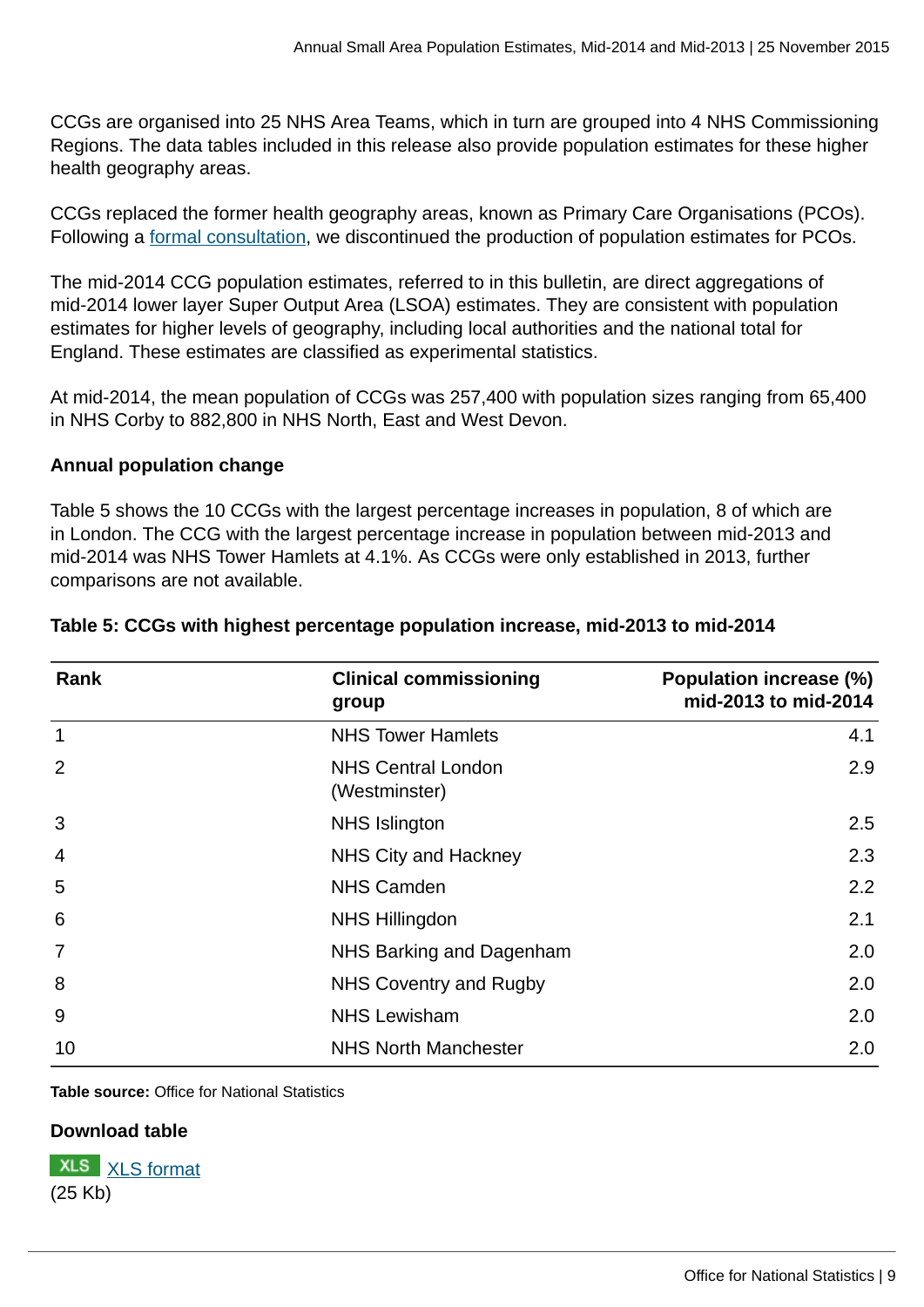CCGs are organised into 25 NHS Area Teams, which in turn are grouped into 4 NHS Commissioning Regions. The data tables included in this release also provide population estimates for these higher health geography areas.

CCGs replaced the former health geography areas, known as Primary Care Organisations (PCOs). Following a formal consultation, we discontinued the production of population estimates for PCOs.

The mid-2014 CCG population estimates, referred to in this bulletin, are direct aggregations of mid-2014 lower layer Super Output Area (LSOA) estimates. They are consistent with population estimates for higher levels of geography, including local authorities and the national total for England. These estimates are classified as experimental statistics.

At mid-2014, the mean population of CCGs was 257,400 with population sizes ranging from 65,400 in NHS Corby to 882,800 in NHS North, East and West Devon.

**Annual population change**

Table 5 shows the 10 CCGs with the largest percentage increases in population, 8 of which are in London. The CCG with the largest percentage increase in population between mid-2013 and mid-2014 was NHS Tower Hamlets at 4.1%. As CCGs were only established in 2013, further comparisons are not available.

**Table 5: CCGs with highest percentage population increase, mid-2013 to mid-2014**

| Rank | Clinical commissioning group | Population increase (%) mid-2013 to mid-2014 |
|---|---|---:|
| 1 | NHS Tower Hamlets | 4.1 |
| 2 | NHS Central London (Westminster) | 2.9 |
| 3 | NHS Islington | 2.5 |
| 4 | NHS City and Hackney | 2.3 |
| 5 | NHS Camden | 2.2 |
| 6 | NHS Hillingdon | 2.1 |
| 7 | NHS Barking and Dagenham | 2.0 |
| 8 | NHS Coventry and Rugby | 2.0 |
| 9 | NHS Lewisham | 2.0 |
| 10 | NHS North Manchester | 2.0 |

**Table source:** Office for National Statistics

**Download table**

XLS XLS format
(25 Kb)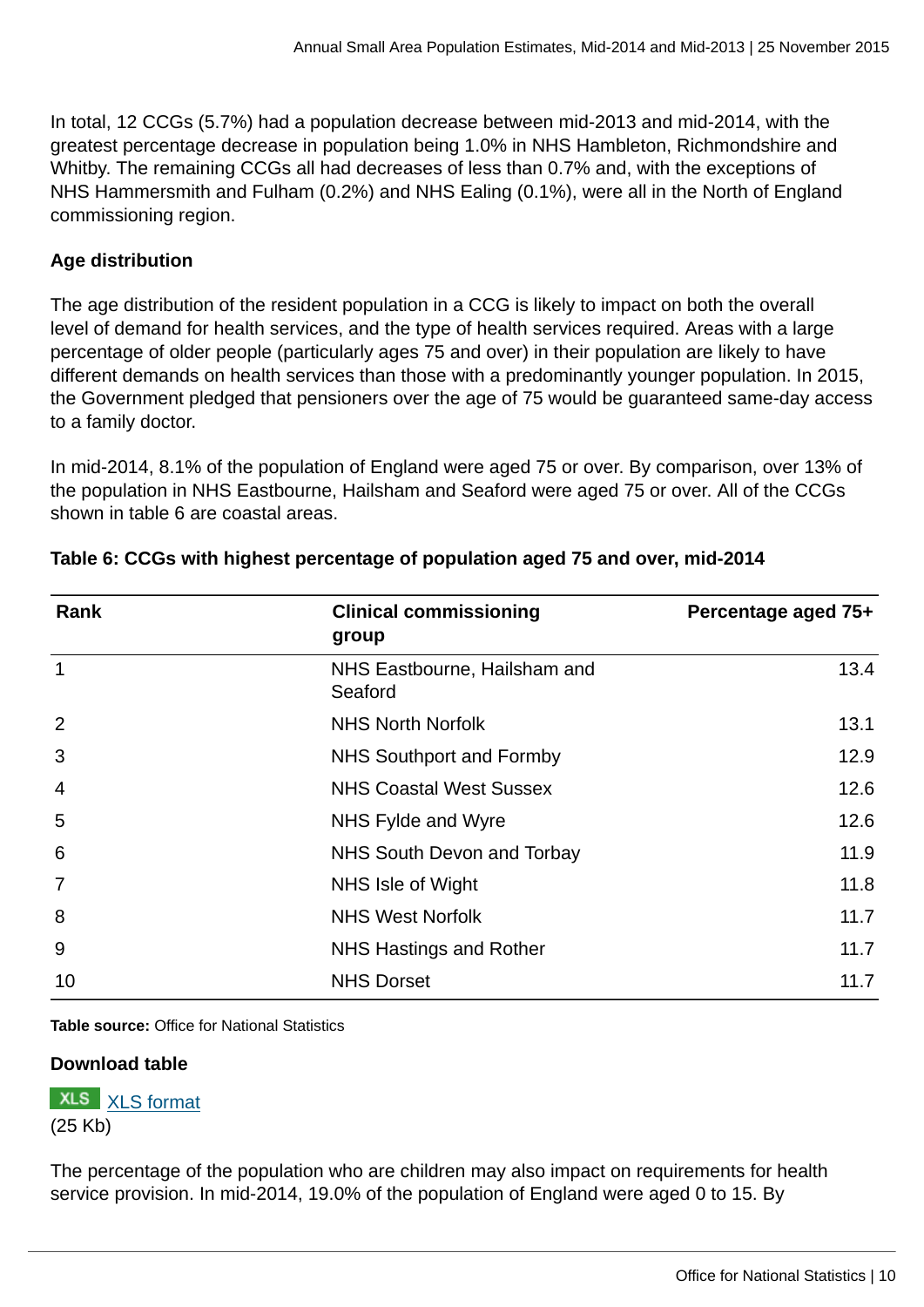In total, 12 CCGs (5.7%) had a population decrease between mid-2013 and mid-2014, with the greatest percentage decrease in population being 1.0% in NHS Hambleton, Richmondshire and Whitby. The remaining CCGs all had decreases of less than 0.7% and, with the exceptions of NHS Hammersmith and Fulham (0.2%) and NHS Ealing (0.1%), were all in the North of England commissioning region.

### Age distribution

The age distribution of the resident population in a CCG is likely to impact on both the overall level of demand for health services, and the type of health services required. Areas with a large percentage of older people (particularly ages 75 and over) in their population are likely to have different demands on health services than those with a predominantly younger population. In 2015, the Government pledged that pensioners over the age of 75 would be guaranteed same-day access to a family doctor.

In mid-2014, 8.1% of the population of England were aged 75 or over. By comparison, over 13% of the population in NHS Eastbourne, Hailsham and Seaford were aged 75 or over. All of the CCGs shown in table 6 are coastal areas.

**Table 6: CCGs with highest percentage of population aged 75 and over, mid-2014**

| Rank | Clinical commissioning group | Percentage aged 75+ |
|---|---|---|
| 1 | NHS Eastbourne, Hailsham and Seaford | 13.4 |
| 2 | NHS North Norfolk | 13.1 |
| 3 | NHS Southport and Formby | 12.9 |
| 4 | NHS Coastal West Sussex | 12.6 |
| 5 | NHS Fylde and Wyre | 12.6 |
| 6 | NHS South Devon and Torbay | 11.9 |
| 7 | NHS Isle of Wight | 11.8 |
| 8 | NHS West Norfolk | 11.7 |
| 9 | NHS Hastings and Rother | 11.7 |
| 10 | NHS Dorset | 11.7 |

**Table source:** Office for National Statistics

**Download table**

XLS [XLS format](#)
(25 Kb)

The percentage of the population who are children may also impact on requirements for health service provision. In mid-2014, 19.0% of the population of England were aged 0 to 15. By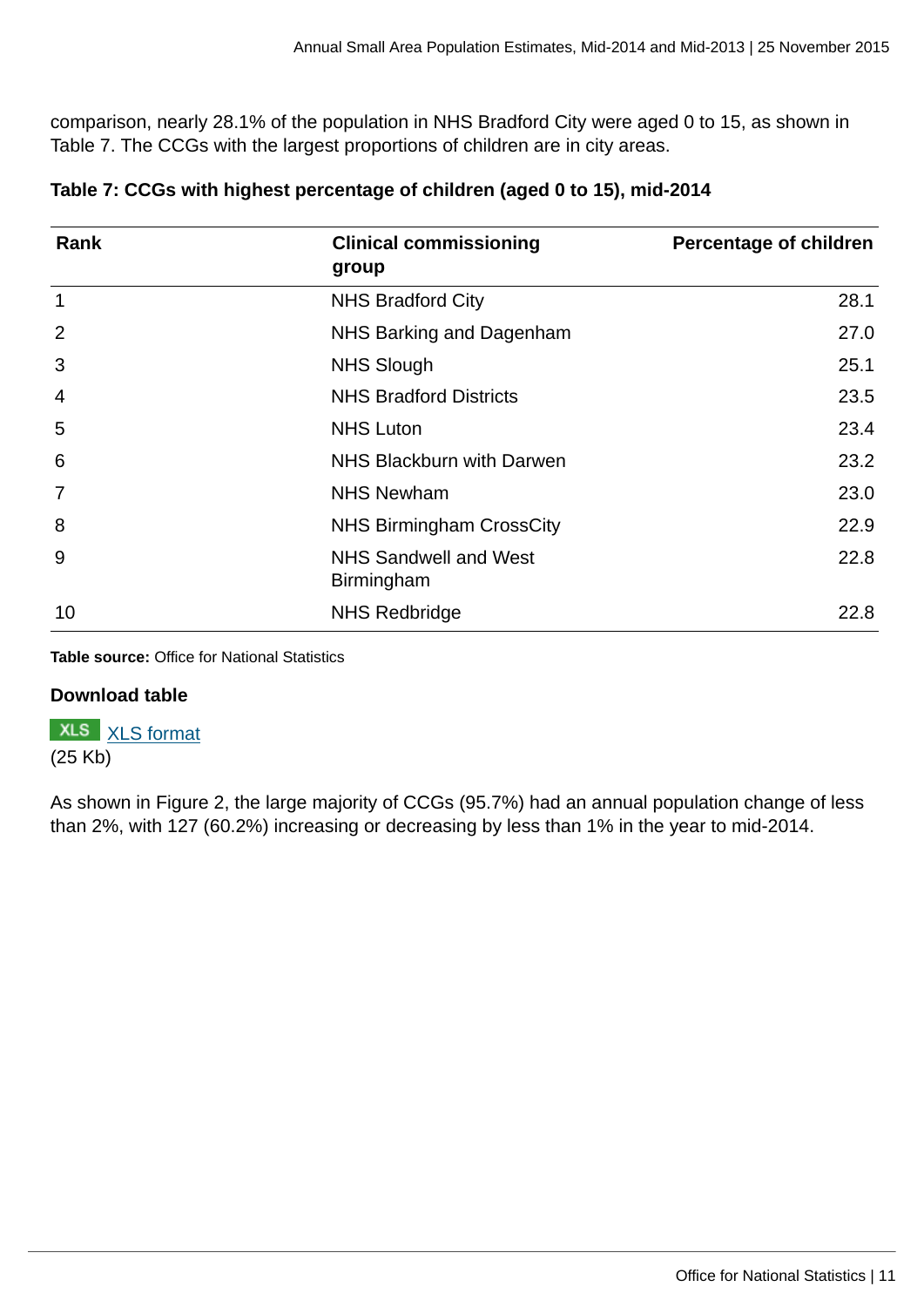comparison, nearly 28.1% of the population in NHS Bradford City were aged 0 to 15, as shown in Table 7. The CCGs with the largest proportions of children are in city areas.

**Table 7: CCGs with highest percentage of children (aged 0 to 15), mid-2014**

| Rank | Clinical commissioning group | Percentage of children |
|---|---|---|
| 1 | NHS Bradford City | 28.1 |
| 2 | NHS Barking and Dagenham | 27.0 |
| 3 | NHS Slough | 25.1 |
| 4 | NHS Bradford Districts | 23.5 |
| 5 | NHS Luton | 23.4 |
| 6 | NHS Blackburn with Darwen | 23.2 |
| 7 | NHS Newham | 23.0 |
| 8 | NHS Birmingham CrossCity | 22.9 |
| 9 | NHS Sandwell and West Birmingham | 22.8 |
| 10 | NHS Redbridge | 22.8 |

**Table source:** Office for National Statistics

**Download table**

XLS [XLS format](#)
(25 Kb)

As shown in Figure 2, the large majority of CCGs (95.7%) had an annual population change of less than 2%, with 127 (60.2%) increasing or decreasing by less than 1% in the year to mid-2014.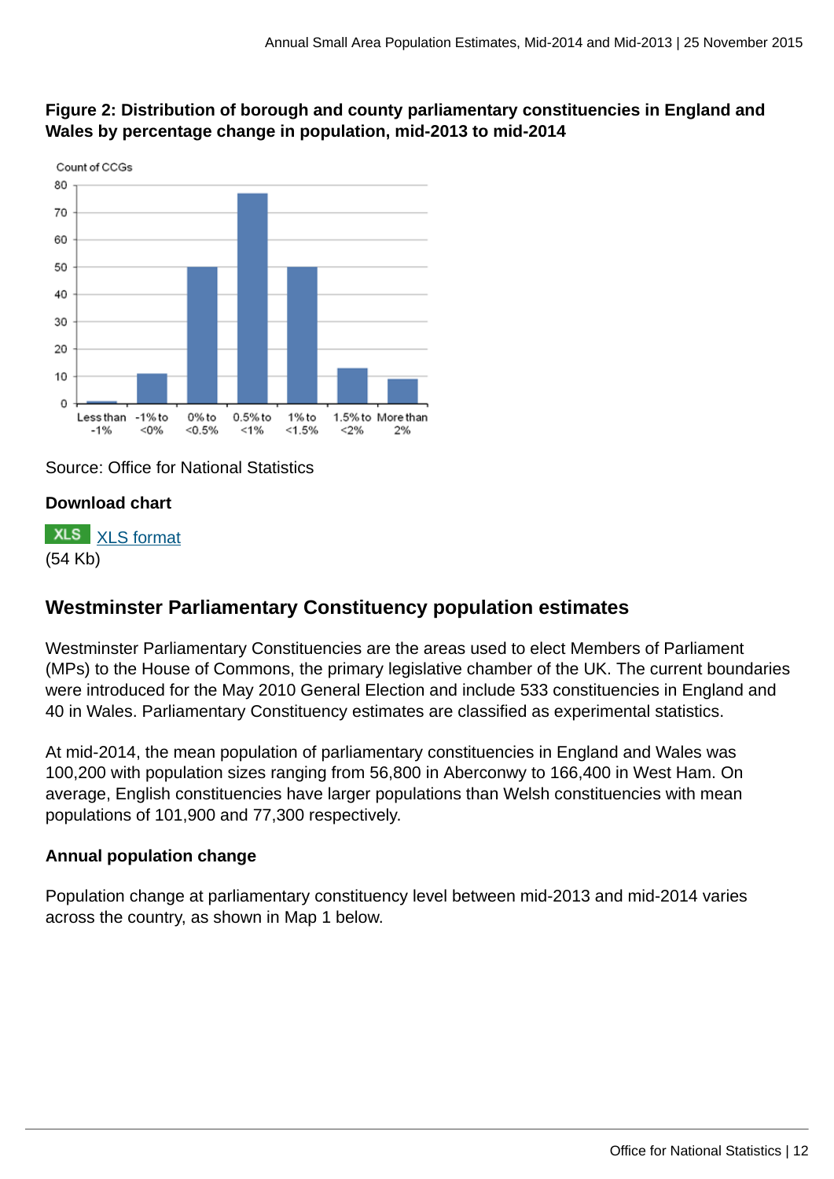**Figure 2: Distribution of borough and county parliamentary constituencies in England and Wales by percentage change in population, mid-2013 to mid-2014**

Source: Office for National Statistics

**Download chart**

XLS [XLS format](#)
(54 Kb)

## Westminster Parliamentary Constituency population estimates

Westminster Parliamentary Constituencies are the areas used to elect Members of Parliament (MPs) to the House of Commons, the primary legislative chamber of the UK. The current boundaries were introduced for the May 2010 General Election and include 533 constituencies in England and 40 in Wales. Parliamentary Constituency estimates are classified as experimental statistics.

At mid-2014, the mean population of parliamentary constituencies in England and Wales was 100,200 with population sizes ranging from 56,800 in Aberconwy to 166,400 in West Ham. On average, English constituencies have larger populations than Welsh constituencies with mean populations of 101,900 and 77,300 respectively.

### Annual population change

Population change at parliamentary constituency level between mid-2013 and mid-2014 varies across the country, as shown in Map 1 below.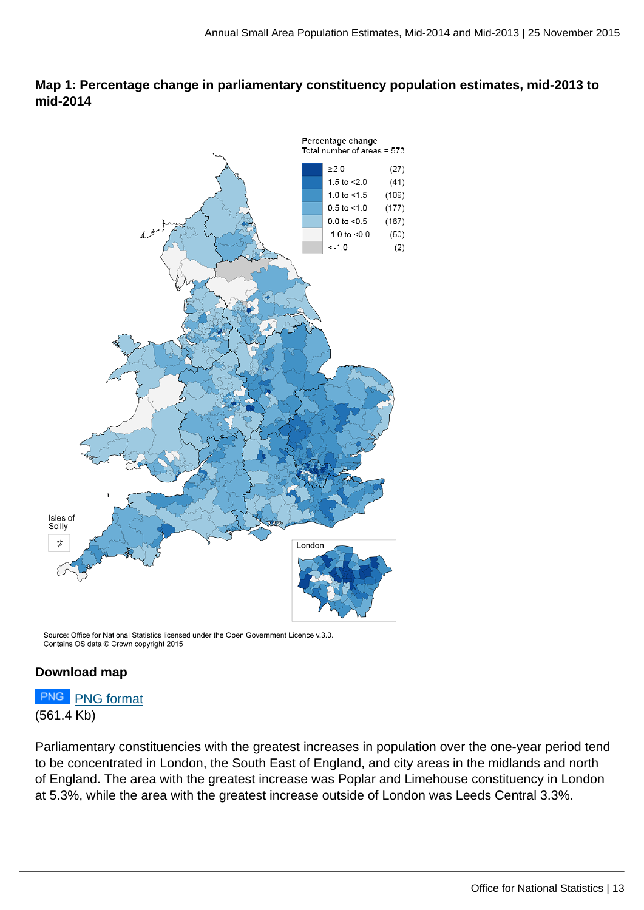### Map 1: Percentage change in parliamentary constituency population estimates, mid-2013 to mid-2014

Percentage change
Total number of areas = 573

| | |
|---|---|
| ≥2.0 | (27) |
| 1.5 to <2.0 | (41) |
| 1.0 to <1.5 | (109) |
| 0.5 to <1.0 | (177) |
| 0.0 to <0.5 | (167) |
| -1.0 to <0.0 | (50) |
| <-1.0 | (2) |

Isles of Scilly

London

Source: Office for National Statistics licensed under the Open Government Licence v.3.0.
Contains OS data © Crown copyright 2015

#### Download map

PNG format
(561.4 Kb)

Parliamentary constituencies with the greatest increases in population over the one-year period tend to be concentrated in London, the South East of England, and city areas in the midlands and north of England. The area with the greatest increase was Poplar and Limehouse constituency in London at 5.3%, while the area with the greatest increase outside of London was Leeds Central 3.3%.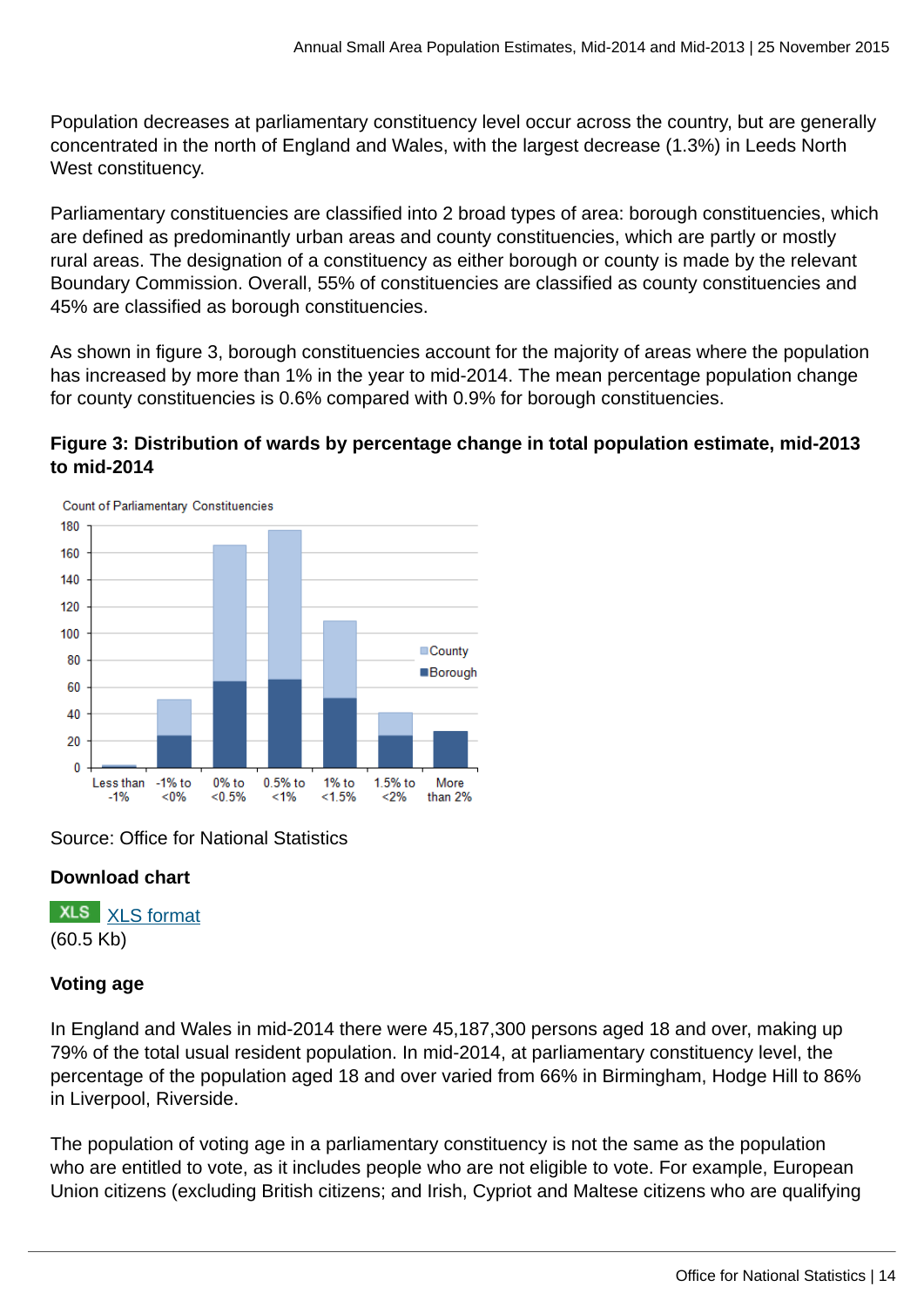Population decreases at parliamentary constituency level occur across the country, but are generally concentrated in the north of England and Wales, with the largest decrease (1.3%) in Leeds North West constituency.

Parliamentary constituencies are classified into 2 broad types of area: borough constituencies, which are defined as predominantly urban areas and county constituencies, which are partly or mostly rural areas. The designation of a constituency as either borough or county is made by the relevant Boundary Commission. Overall, 55% of constituencies are classified as county constituencies and 45% are classified as borough constituencies.

As shown in figure 3, borough constituencies account for the majority of areas where the population has increased by more than 1% in the year to mid-2014. The mean percentage population change for county constituencies is 0.6% compared with 0.9% for borough constituencies.

**Figure 3: Distribution of wards by percentage change in total population estimate, mid-2013 to mid-2014**

Source: Office for National Statistics

**Download chart**

XLS [XLS format](#)
(60.5 Kb)

### Voting age

In England and Wales in mid-2014 there were 45,187,300 persons aged 18 and over, making up 79% of the total usual resident population. In mid-2014, at parliamentary constituency level, the percentage of the population aged 18 and over varied from 66% in Birmingham, Hodge Hill to 86% in Liverpool, Riverside.

The population of voting age in a parliamentary constituency is not the same as the population who are entitled to vote, as it includes people who are not eligible to vote. For example, European Union citizens (excluding British citizens; and Irish, Cypriot and Maltese citizens who are qualifying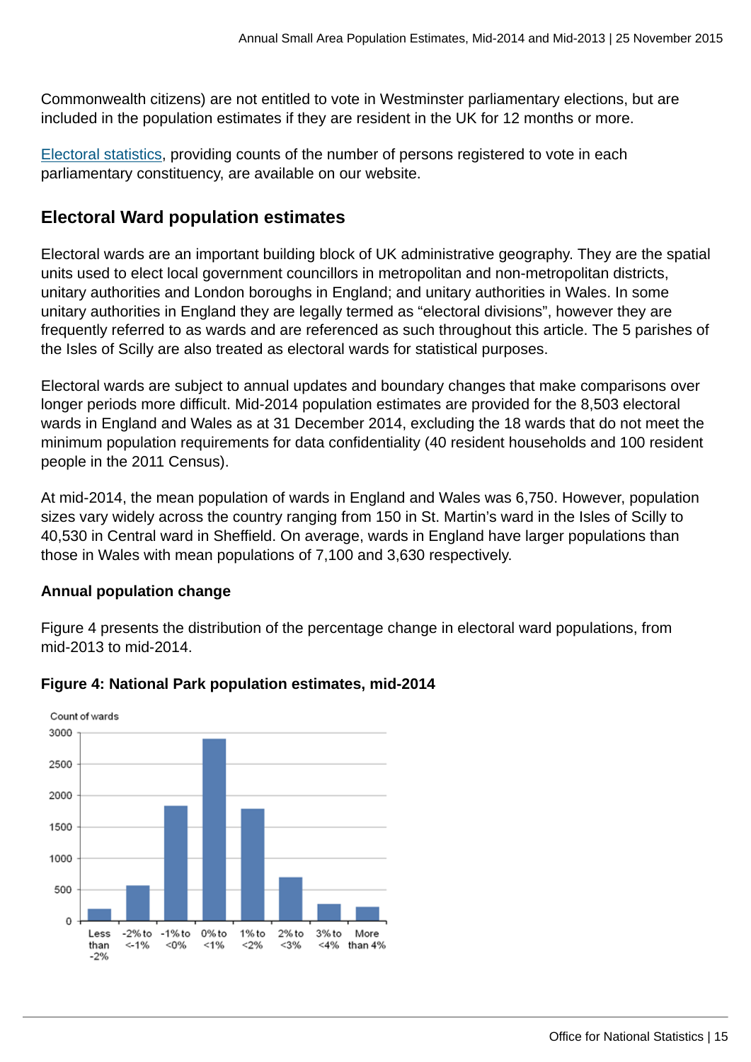Commonwealth citizens) are not entitled to vote in Westminster parliamentary elections, but are included in the population estimates if they are resident in the UK for 12 months or more.

Electoral statistics, providing counts of the number of persons registered to vote in each parliamentary constituency, are available on our website.

## Electoral Ward population estimates

Electoral wards are an important building block of UK administrative geography. They are the spatial units used to elect local government councillors in metropolitan and non-metropolitan districts, unitary authorities and London boroughs in England; and unitary authorities in Wales. In some unitary authorities in England they are legally termed as "electoral divisions", however they are frequently referred to as wards and are referenced as such throughout this article. The 5 parishes of the Isles of Scilly are also treated as electoral wards for statistical purposes.

Electoral wards are subject to annual updates and boundary changes that make comparisons over longer periods more difficult. Mid-2014 population estimates are provided for the 8,503 electoral wards in England and Wales as at 31 December 2014, excluding the 18 wards that do not meet the minimum population requirements for data confidentiality (40 resident households and 100 resident people in the 2011 Census).

At mid-2014, the mean population of wards in England and Wales was 6,750. However, population sizes vary widely across the country ranging from 150 in St. Martin's ward in the Isles of Scilly to 40,530 in Central ward in Sheffield. On average, wards in England have larger populations than those in Wales with mean populations of 7,100 and 3,630 respectively.

### Annual population change

Figure 4 presents the distribution of the percentage change in electoral ward populations, from mid-2013 to mid-2014.

**Figure 4: National Park population estimates, mid-2014**

Count of wards

| Percentage change | Count of wards (approx.) |
|---|---|
| Less than -2% | 190 |
| -2% to <-1% | 560 |
| -1% to <0% | 1830 |
| 0% to <1% | 2890 |
| 1% to <2% | 1780 |
| 2% to <3% | 690 |
| 3% to <4% | 260 |
| More than 4% | 220 |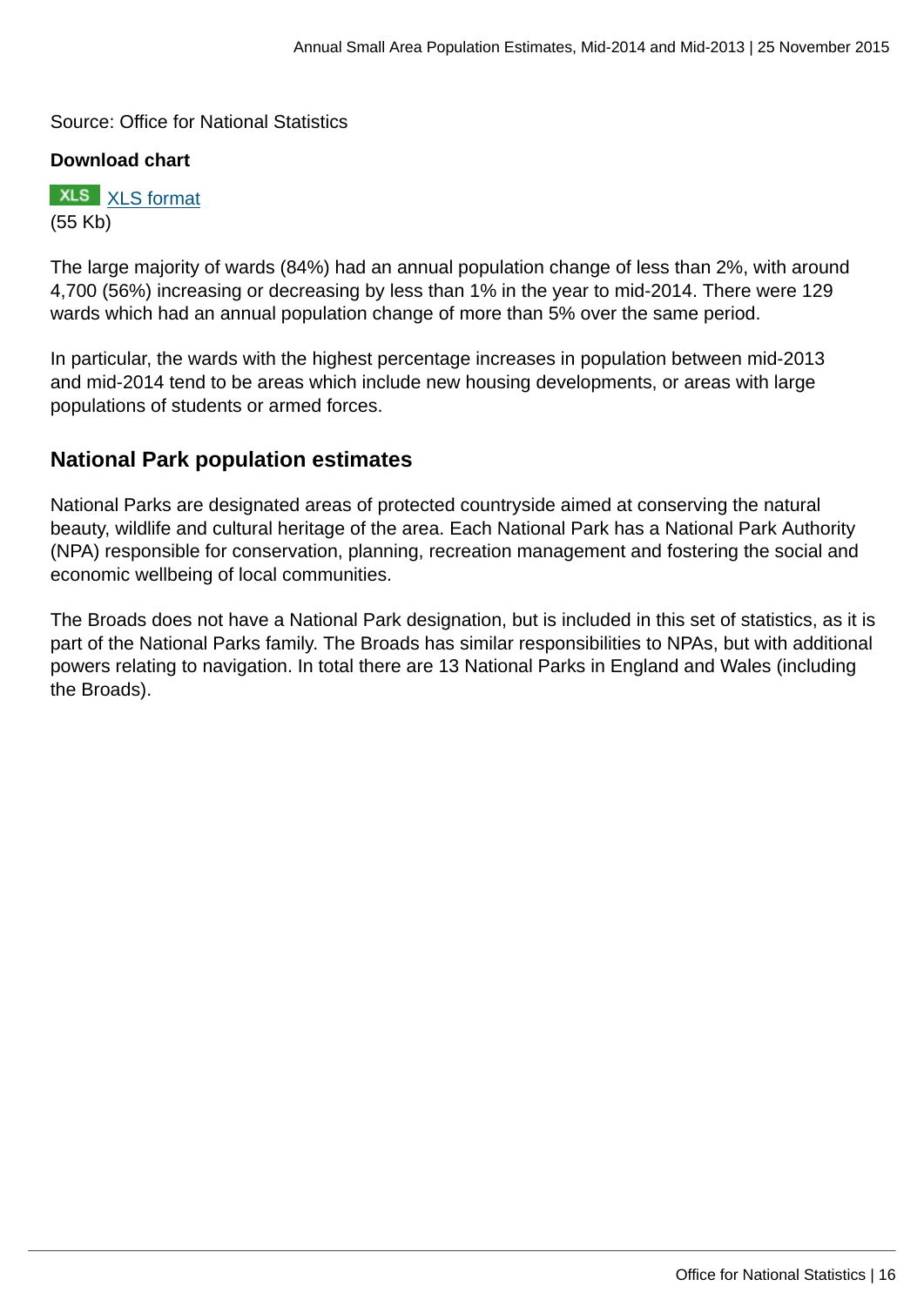Source: Office for National Statistics

**Download chart**

XLS [XLS format](#)
(55 Kb)

The large majority of wards (84%) had an annual population change of less than 2%, with around 4,700 (56%) increasing or decreasing by less than 1% in the year to mid-2014. There were 129 wards which had an annual population change of more than 5% over the same period.

In particular, the wards with the highest percentage increases in population between mid-2013 and mid-2014 tend to be areas which include new housing developments, or areas with large populations of students or armed forces.

## National Park population estimates

National Parks are designated areas of protected countryside aimed at conserving the natural beauty, wildlife and cultural heritage of the area. Each National Park has a National Park Authority (NPA) responsible for conservation, planning, recreation management and fostering the social and economic wellbeing of local communities.

The Broads does not have a National Park designation, but is included in this set of statistics, as it is part of the National Parks family. The Broads has similar responsibilities to NPAs, but with additional powers relating to navigation. In total there are 13 National Parks in England and Wales (including the Broads).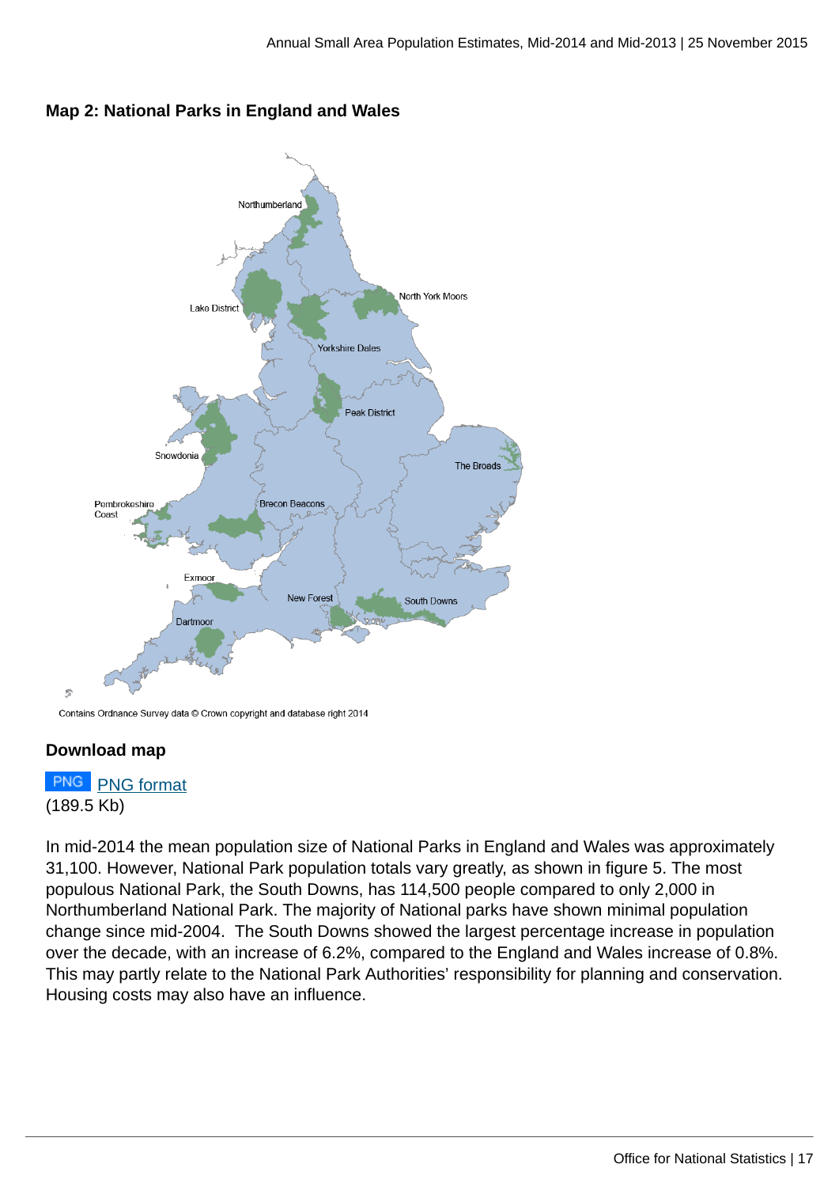**Map 2: National Parks in England and Wales**

Contains Ordnance Survey data © Crown copyright and database right 2014

**Download map**

PNG [PNG format](#)
(189.5 Kb)

In mid-2014 the mean population size of National Parks in England and Wales was approximately 31,100. However, National Park population totals vary greatly, as shown in figure 5. The most populous National Park, the South Downs, has 114,500 people compared to only 2,000 in Northumberland National Park. The majority of National parks have shown minimal population change since mid-2004. The South Downs showed the largest percentage increase in population over the decade, with an increase of 6.2%, compared to the England and Wales increase of 0.8%. This may partly relate to the National Park Authorities' responsibility for planning and conservation. Housing costs may also have an influence.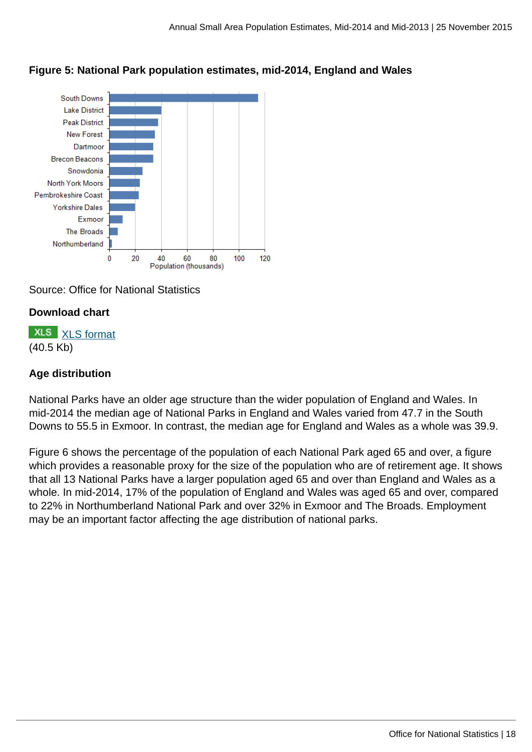**Figure 5: National Park population estimates, mid-2014, England and Wales**

Source: Office for National Statistics

**Download chart**

XLS XLS format
(40.5 Kb)

**Age distribution**

National Parks have an older age structure than the wider population of England and Wales. In mid-2014 the median age of National Parks in England and Wales varied from 47.7 in the South Downs to 55.5 in Exmoor. In contrast, the median age for England and Wales as a whole was 39.9.

Figure 6 shows the percentage of the population of each National Park aged 65 and over, a figure which provides a reasonable proxy for the size of the population who are of retirement age. It shows that all 13 National Parks have a larger population aged 65 and over than England and Wales as a whole. In mid-2014, 17% of the population of England and Wales was aged 65 and over, compared to 22% in Northumberland National Park and over 32% in Exmoor and The Broads. Employment may be an important factor affecting the age distribution of national parks.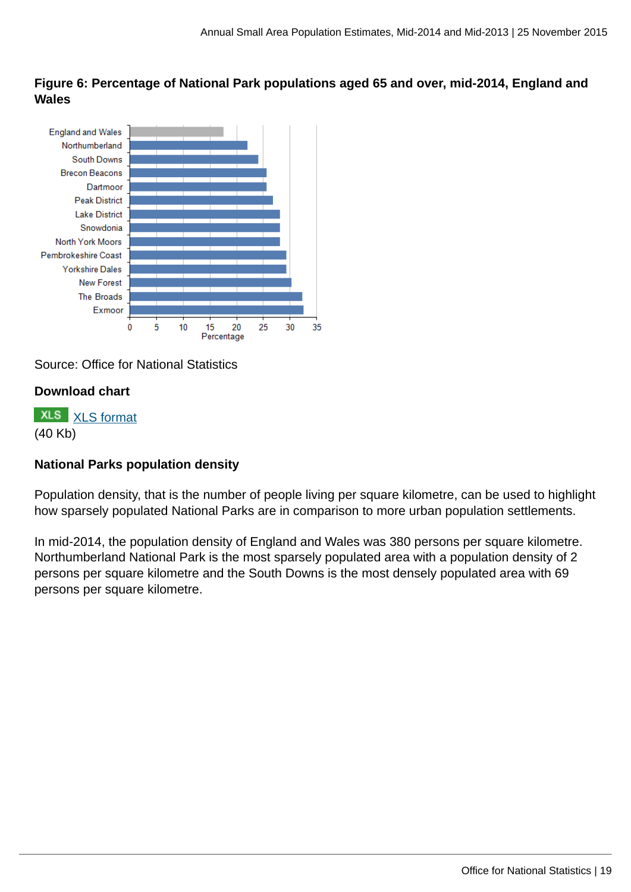**Figure 6: Percentage of National Park populations aged 65 and over, mid-2014, England and Wales**

Source: Office for National Statistics

**Download chart**

XLS XLS format
(40 Kb)

**National Parks population density**

Population density, that is the number of people living per square kilometre, can be used to highlight how sparsely populated National Parks are in comparison to more urban population settlements.

In mid-2014, the population density of England and Wales was 380 persons per square kilometre. Northumberland National Park is the most sparsely populated area with a population density of 2 persons per square kilometre and the South Downs is the most densely populated area with 69 persons per square kilometre.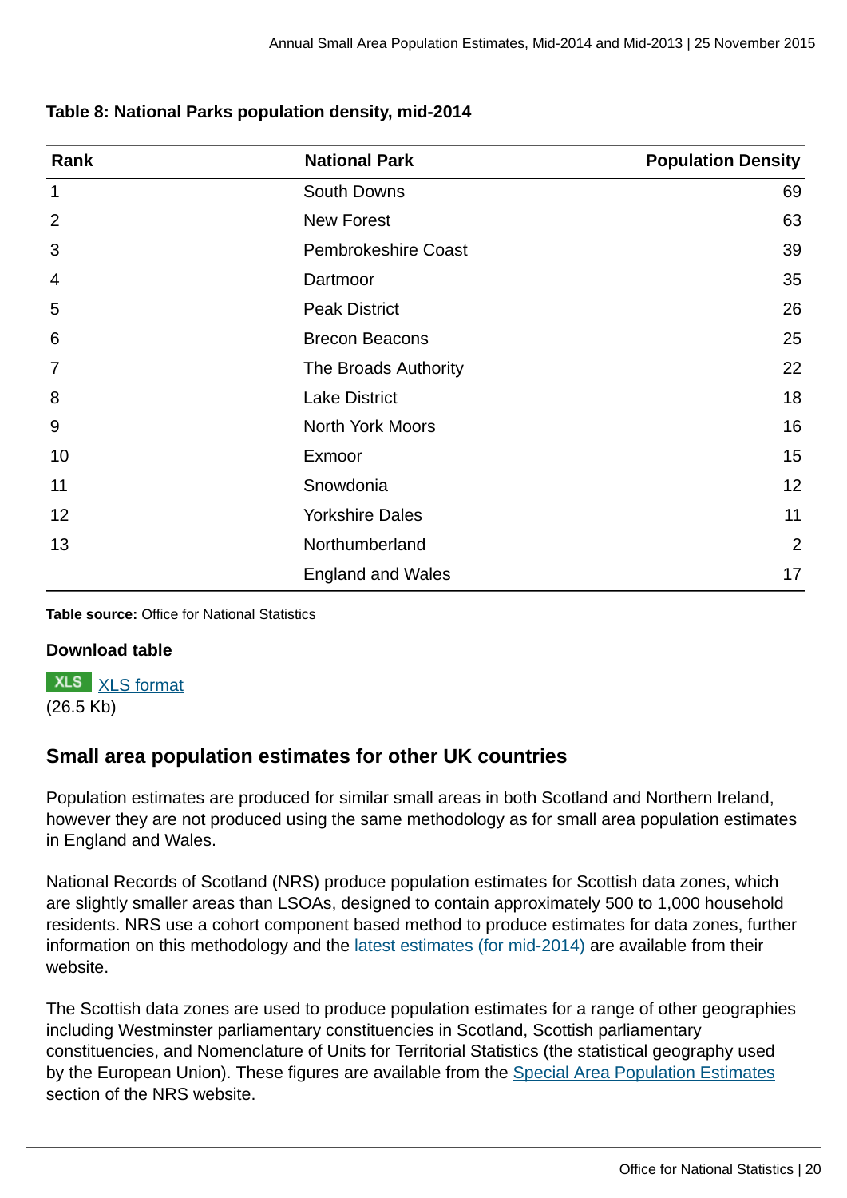**Table 8: National Parks population density, mid-2014**

| Rank | National Park | Population Density |
|---|---|---|
| 1 | South Downs | 69 |
| 2 | New Forest | 63 |
| 3 | Pembrokeshire Coast | 39 |
| 4 | Dartmoor | 35 |
| 5 | Peak District | 26 |
| 6 | Brecon Beacons | 25 |
| 7 | The Broads Authority | 22 |
| 8 | Lake District | 18 |
| 9 | North York Moors | 16 |
| 10 | Exmoor | 15 |
| 11 | Snowdonia | 12 |
| 12 | Yorkshire Dales | 11 |
| 13 | Northumberland | 2 |
| | England and Wales | 17 |

**Table source:** Office for National Statistics

**Download table**

XLS [XLS format](#)
(26.5 Kb)

## Small area population estimates for other UK countries

Population estimates are produced for similar small areas in both Scotland and Northern Ireland, however they are not produced using the same methodology as for small area population estimates in England and Wales.

National Records of Scotland (NRS) produce population estimates for Scottish data zones, which are slightly smaller areas than LSOAs, designed to contain approximately 500 to 1,000 household residents. NRS use a cohort component based method to produce estimates for data zones, further information on this methodology and the [latest estimates (for mid-2014)](#) are available from their website.

The Scottish data zones are used to produce population estimates for a range of other geographies including Westminster parliamentary constituencies in Scotland, Scottish parliamentary constituencies, and Nomenclature of Units for Territorial Statistics (the statistical geography used by the European Union). These figures are available from the [Special Area Population Estimates](#) section of the NRS website.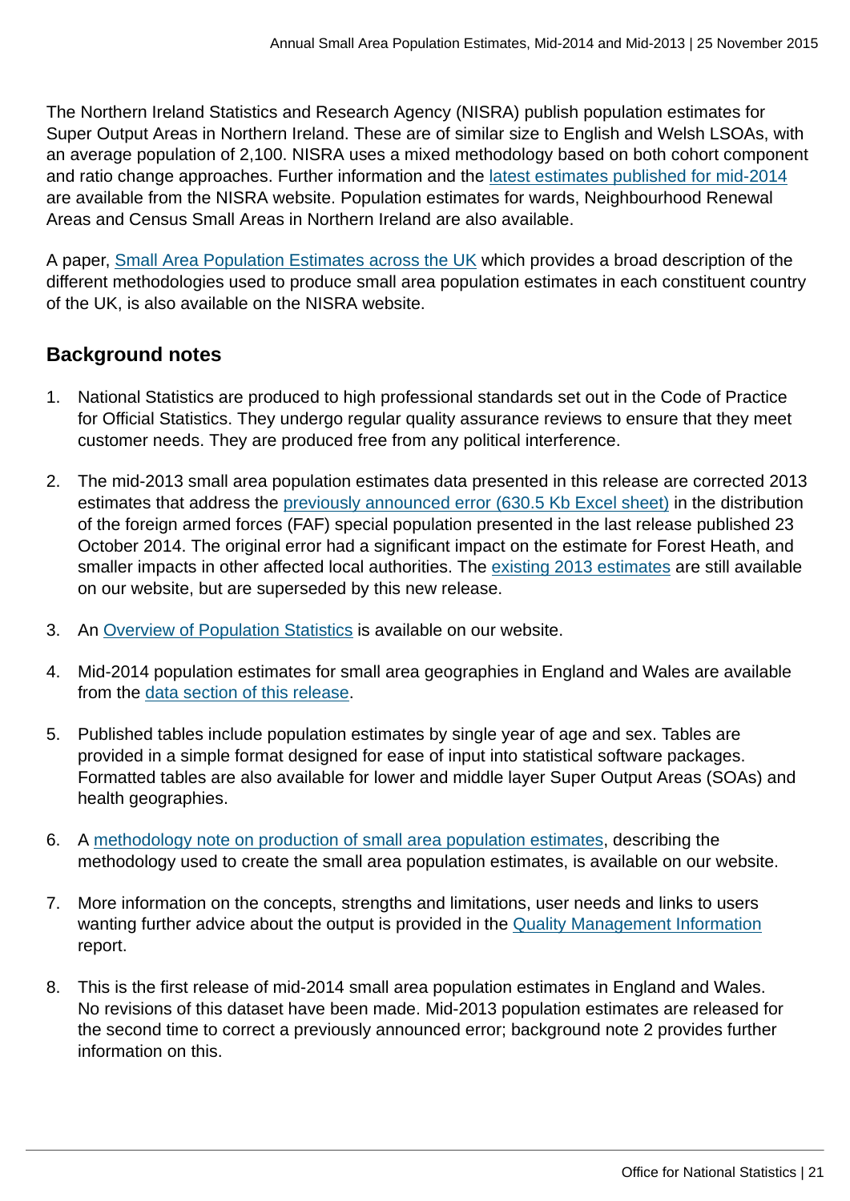The Northern Ireland Statistics and Research Agency (NISRA) publish population estimates for Super Output Areas in Northern Ireland. These are of similar size to English and Welsh LSOAs, with an average population of 2,100. NISRA uses a mixed methodology based on both cohort component and ratio change approaches. Further information and the latest estimates published for mid-2014 are available from the NISRA website. Population estimates for wards, Neighbourhood Renewal Areas and Census Small Areas in Northern Ireland are also available.

A paper, Small Area Population Estimates across the UK which provides a broad description of the different methodologies used to produce small area population estimates in each constituent country of the UK, is also available on the NISRA website.

## Background notes

1. National Statistics are produced to high professional standards set out in the Code of Practice for Official Statistics. They undergo regular quality assurance reviews to ensure that they meet customer needs. They are produced free from any political interference.

2. The mid-2013 small area population estimates data presented in this release are corrected 2013 estimates that address the previously announced error (630.5 Kb Excel sheet) in the distribution of the foreign armed forces (FAF) special population presented in the last release published 23 October 2014. The original error had a significant impact on the estimate for Forest Heath, and smaller impacts in other affected local authorities. The existing 2013 estimates are still available on our website, but are superseded by this new release.

3. An Overview of Population Statistics is available on our website.

4. Mid-2014 population estimates for small area geographies in England and Wales are available from the data section of this release.

5. Published tables include population estimates by single year of age and sex. Tables are provided in a simple format designed for ease of input into statistical software packages. Formatted tables are also available for lower and middle layer Super Output Areas (SOAs) and health geographies.

6. A methodology note on production of small area population estimates, describing the methodology used to create the small area population estimates, is available on our website.

7. More information on the concepts, strengths and limitations, user needs and links to users wanting further advice about the output is provided in the Quality Management Information report.

8. This is the first release of mid-2014 small area population estimates in England and Wales. No revisions of this dataset have been made. Mid-2013 population estimates are released for the second time to correct a previously announced error; background note 2 provides further information on this.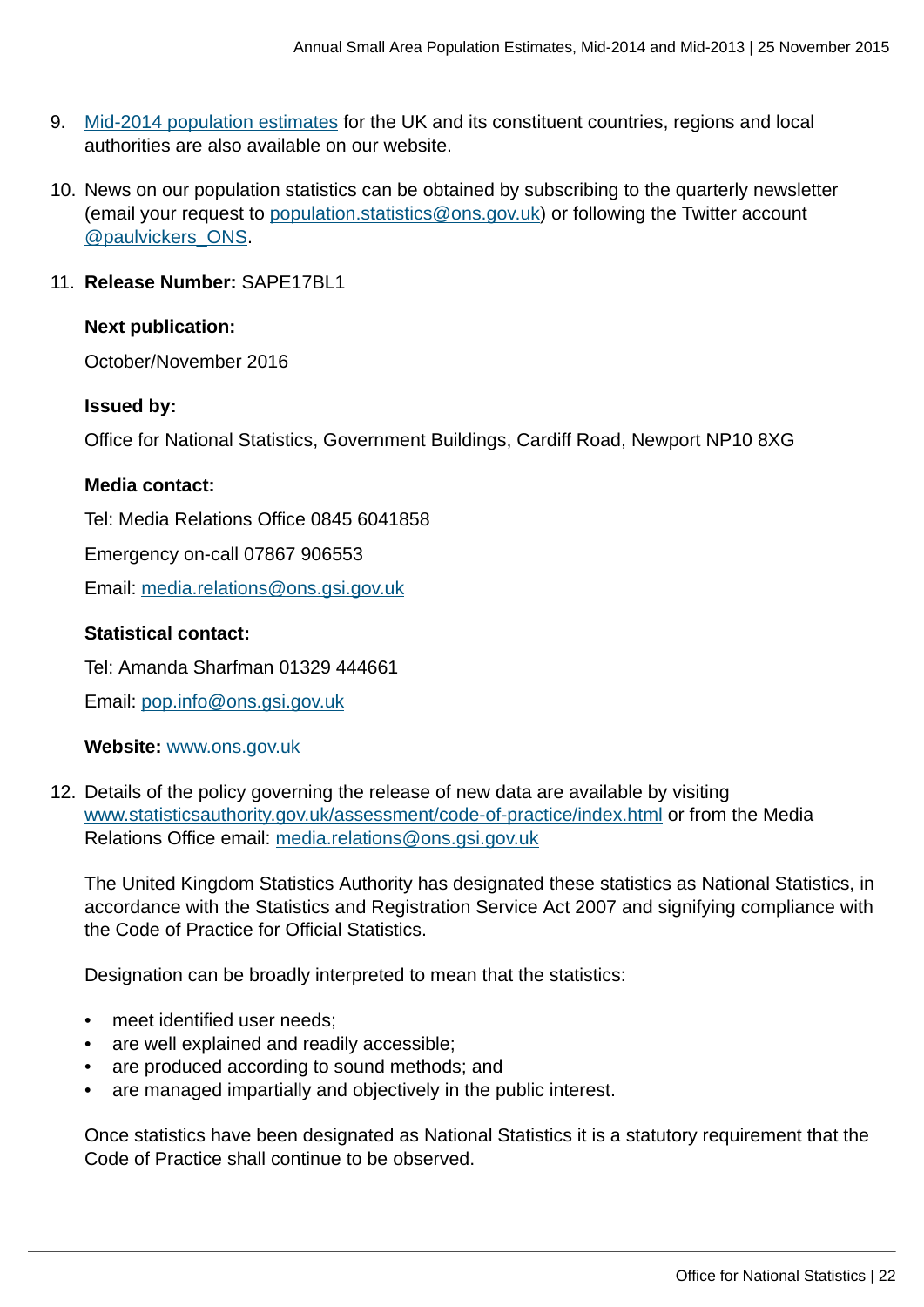9. [Mid-2014 population estimates](#) for the UK and its constituent countries, regions and local authorities are also available on our website.

10. News on our population statistics can be obtained by subscribing to the quarterly newsletter (email your request to population.statistics@ons.gov.uk) or following the Twitter account @paulvickers_ONS.

11. **Release Number:** SAPE17BL1

    **Next publication:**

    October/November 2016

    **Issued by:**

    Office for National Statistics, Government Buildings, Cardiff Road, Newport NP10 8XG

    **Media contact:**

    Tel: Media Relations Office 0845 6041858

    Emergency on-call 07867 906553

    Email: media.relations@ons.gsi.gov.uk

    **Statistical contact:**

    Tel: Amanda Sharfman 01329 444661

    Email: pop.info@ons.gsi.gov.uk

    **Website:** www.ons.gov.uk

12. Details of the policy governing the release of new data are available by visiting www.statisticsauthority.gov.uk/assessment/code-of-practice/index.html or from the Media Relations Office email: media.relations@ons.gsi.gov.uk

    The United Kingdom Statistics Authority has designated these statistics as National Statistics, in accordance with the Statistics and Registration Service Act 2007 and signifying compliance with the Code of Practice for Official Statistics.

    Designation can be broadly interpreted to mean that the statistics:

    - meet identified user needs;
    - are well explained and readily accessible;
    - are produced according to sound methods; and
    - are managed impartially and objectively in the public interest.

    Once statistics have been designated as National Statistics it is a statutory requirement that the Code of Practice shall continue to be observed.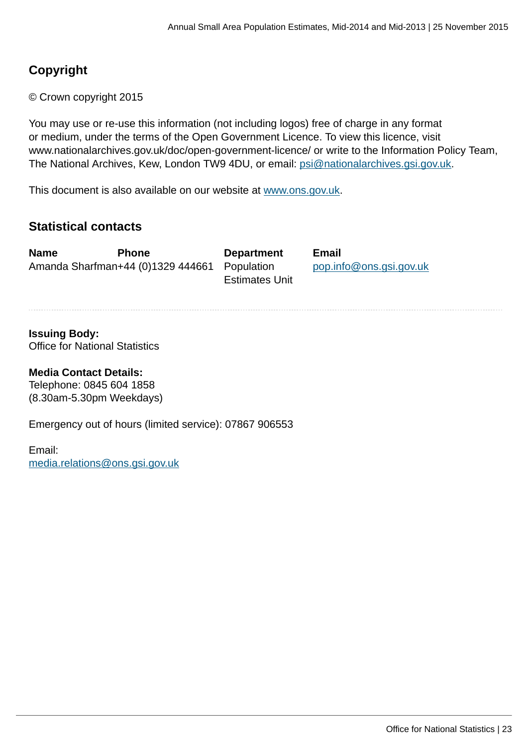## Copyright

© Crown copyright 2015

You may use or re-use this information (not including logos) free of charge in any format or medium, under the terms of the Open Government Licence. To view this licence, visit www.nationalarchives.gov.uk/doc/open-government-licence/ or write to the Information Policy Team, The National Archives, Kew, London TW9 4DU, or email: psi@nationalarchives.gsi.gov.uk.

This document is also available on our website at www.ons.gov.uk.

## Statistical contacts

| Name | Phone | Department | Email |
|---|---|---|---|
| Amanda Sharfman | +44 (0)1329 444661 | Population Estimates Unit | pop.info@ons.gsi.gov.uk |

**Issuing Body:**
Office for National Statistics

**Media Contact Details:**
Telephone: 0845 604 1858
(8.30am-5.30pm Weekdays)

Emergency out of hours (limited service): 07867 906553

Email:
media.relations@ons.gsi.gov.uk